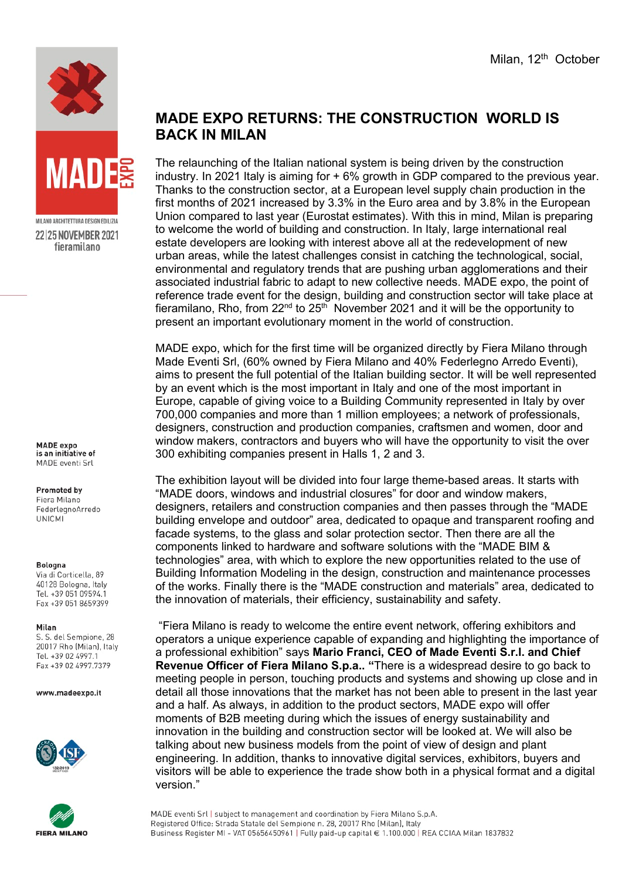Milan, 12th October

MADE EXPO

MILANO ARCHITETTURA DESIGN EDILIZIA

22|25 NOVEMBER 2021

fieramilano

**MADE expo** is an initiative of MADE eventi Srl

**Promoted by**
Fiera Milano
FederlegnoArredo
UNICMI

**Bologna**
Via di Corticella, 89
40128 Bologna, Italy
Tel. +39 051 09594.1
Fax +39 051 8659399

**Milan**
S. S. del Sempione, 28
20017 Rho (Milan), Italy
Tel. +39 02 4997.1
Fax +39 02 4997.7379

**www.madeexpo.it**

# MADE EXPO RETURNS: THE CONSTRUCTION WORLD IS BACK IN MILAN

The relaunching of the Italian national system is being driven by the construction industry. In 2021 Italy is aiming for + 6% growth in GDP compared to the previous year. Thanks to the construction sector, at a European level supply chain production in the first months of 2021 increased by 3.3% in the Euro area and by 3.8% in the European Union compared to last year (Eurostat estimates). With this in mind, Milan is preparing to welcome the world of building and construction. In Italy, large international real estate developers are looking with interest above all at the redevelopment of new urban areas, while the latest challenges consist in catching the technological, social, environmental and regulatory trends that are pushing urban agglomerations and their associated industrial fabric to adapt to new collective needs. MADE expo, the point of reference trade event for the design, building and construction sector will take place at fieramilano, Rho, from 22nd to 25th November 2021 and it will be the opportunity to present an important evolutionary moment in the world of construction.

MADE expo, which for the first time will be organized directly by Fiera Milano through Made Eventi Srl, (60% owned by Fiera Milano and 40% Federlegno Arredo Eventi), aims to present the full potential of the Italian building sector. It will be well represented by an event which is the most important in Italy and one of the most important in Europe, capable of giving voice to a Building Community represented in Italy by over 700,000 companies and more than 1 million employees; a network of professionals, designers, construction and production companies, craftsmen and women, door and window makers, contractors and buyers who will have the opportunity to visit the over 300 exhibiting companies present in Halls 1, 2 and 3.

The exhibition layout will be divided into four large theme-based areas. It starts with "MADE doors, windows and industrial closures" for door and window makers, designers, retailers and construction companies and then passes through the "MADE building envelope and outdoor" area, dedicated to opaque and transparent roofing and facade systems, to the glass and solar protection sector. Then there are all the components linked to hardware and software solutions with the "MADE BIM & technologies" area, with which to explore the new opportunities related to the use of Building Information Modeling in the design, construction and maintenance processes of the works. Finally there is the "MADE construction and materials" area, dedicated to the innovation of materials, their efficiency, sustainability and safety.

"Fiera Milano is ready to welcome the entire event network, offering exhibitors and operators a unique experience capable of expanding and highlighting the importance of a professional exhibition" says **Mario Franci, CEO of Made Eventi S.r.l. and Chief Revenue Officer of Fiera Milano S.p.a.. "**There is a widespread desire to go back to meeting people in person, touching products and systems and showing up close and in detail all those innovations that the market has not been able to present in the last year and a half. As always, in addition to the product sectors, MADE expo will offer moments of B2B meeting during which the issues of energy sustainability and innovation in the building and construction sector will be looked at. We will also be talking about new business models from the point of view of design and plant engineering. In addition, thanks to innovative digital services, exhibitors, buyers and visitors will be able to experience the trade show both in a physical format and a digital version."

MADE eventi Srl | subject to management and coordination by Fiera Milano S.p.A.
Registered Office: Strada Statale del Sempione n. 28, 20017 Rho (Milan), Italy
Business Register MI - VAT 05656450961 | Fully paid-up capital € 1.100.000 | REA CCIAA Milan 1837832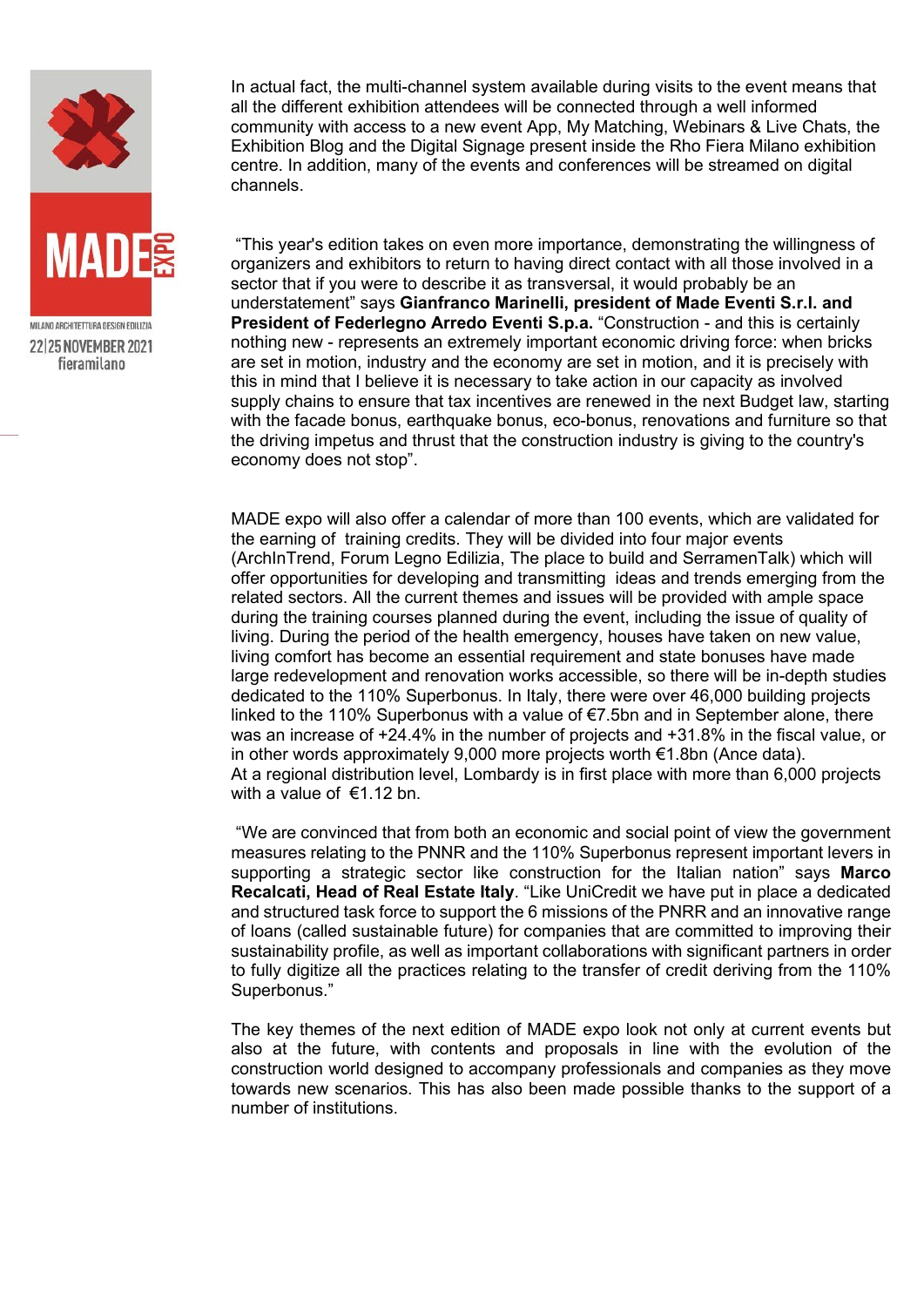In actual fact, the multi-channel system available during visits to the event means that all the different exhibition attendees will be connected through a well informed community with access to a new event App, My Matching, Webinars & Live Chats, the Exhibition Blog and the Digital Signage present inside the Rho Fiera Milano exhibition centre. In addition, many of the events and conferences will be streamed on digital channels.

"This year's edition takes on even more importance, demonstrating the willingness of organizers and exhibitors to return to having direct contact with all those involved in a sector that if you were to describe it as transversal, it would probably be an understatement" says **Gianfranco Marinelli, president of Made Eventi S.r.l. and President of Federlegno Arredo Eventi S.p.a.** "Construction - and this is certainly nothing new - represents an extremely important economic driving force: when bricks are set in motion, industry and the economy are set in motion, and it is precisely with this in mind that I believe it is necessary to take action in our capacity as involved supply chains to ensure that tax incentives are renewed in the next Budget law, starting with the facade bonus, earthquake bonus, eco-bonus, renovations and furniture so that the driving impetus and thrust that the construction industry is giving to the country's economy does not stop".

MADE expo will also offer a calendar of more than 100 events, which are validated for the earning of training credits. They will be divided into four major events (ArchInTrend, Forum Legno Edilizia, The place to build and SerramenTalk) which will offer opportunities for developing and transmitting ideas and trends emerging from the related sectors. All the current themes and issues will be provided with ample space during the training courses planned during the event, including the issue of quality of living. During the period of the health emergency, houses have taken on new value, living comfort has become an essential requirement and state bonuses have made large redevelopment and renovation works accessible, so there will be in-depth studies dedicated to the 110% Superbonus. In Italy, there were over 46,000 building projects linked to the 110% Superbonus with a value of €7.5bn and in September alone, there was an increase of +24.4% in the number of projects and +31.8% in the fiscal value, or in other words approximately 9,000 more projects worth €1.8bn (Ance data).
At a regional distribution level, Lombardy is in first place with more than 6,000 projects with a value of €1.12 bn.

"We are convinced that from both an economic and social point of view the government measures relating to the PNNR and the 110% Superbonus represent important levers in supporting a strategic sector like construction for the Italian nation" says **Marco Recalcati, Head of Real Estate Italy**. "Like UniCredit we have put in place a dedicated and structured task force to support the 6 missions of the PNRR and an innovative range of loans (called sustainable future) for companies that are committed to improving their sustainability profile, as well as important collaborations with significant partners in order to fully digitize all the practices relating to the transfer of credit deriving from the 110% Superbonus."

The key themes of the next edition of MADE expo look not only at current events but also at the future, with contents and proposals in line with the evolution of the construction world designed to accompany professionals and companies as they move towards new scenarios. This has also been made possible thanks to the support of a number of institutions.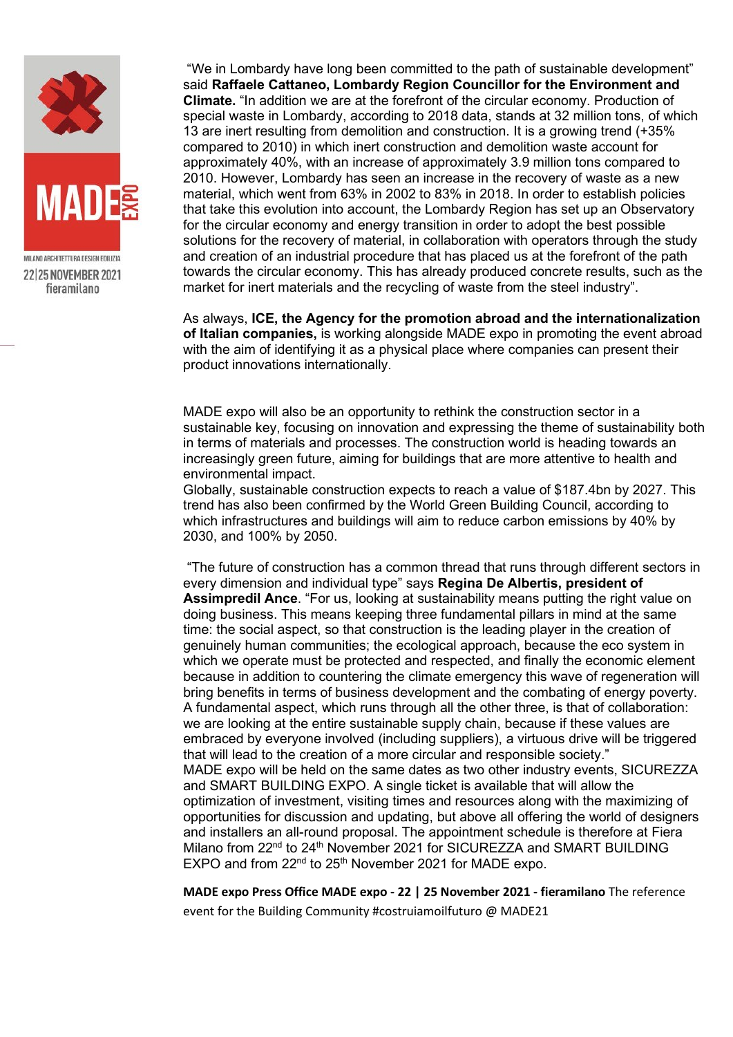MADE EXPO

MILANO ARCHITETTURA DESIGN EDILIZIA

22|25 NOVEMBER 2021

fieramilano

"We in Lombardy have long been committed to the path of sustainable development" said **Raffaele Cattaneo, Lombardy Region Councillor for the Environment and Climate.** "In addition we are at the forefront of the circular economy. Production of special waste in Lombardy, according to 2018 data, stands at 32 million tons, of which 13 are inert resulting from demolition and construction. It is a growing trend (+35% compared to 2010) in which inert construction and demolition waste account for approximately 40%, with an increase of approximately 3.9 million tons compared to 2010. However, Lombardy has seen an increase in the recovery of waste as a new material, which went from 63% in 2002 to 83% in 2018. In order to establish policies that take this evolution into account, the Lombardy Region has set up an Observatory for the circular economy and energy transition in order to adopt the best possible solutions for the recovery of material, in collaboration with operators through the study and creation of an industrial procedure that has placed us at the forefront of the path towards the circular economy. This has already produced concrete results, such as the market for inert materials and the recycling of waste from the steel industry".

As always, **ICE, the Agency for the promotion abroad and the internationalization of Italian companies,** is working alongside MADE expo in promoting the event abroad with the aim of identifying it as a physical place where companies can present their product innovations internationally.

MADE expo will also be an opportunity to rethink the construction sector in a sustainable key, focusing on innovation and expressing the theme of sustainability both in terms of materials and processes. The construction world is heading towards an increasingly green future, aiming for buildings that are more attentive to health and environmental impact.
Globally, sustainable construction expects to reach a value of $187.4bn by 2027. This trend has also been confirmed by the World Green Building Council, according to which infrastructures and buildings will aim to reduce carbon emissions by 40% by 2030, and 100% by 2050.

"The future of construction has a common thread that runs through different sectors in every dimension and individual type" says **Regina De Albertis, president of Assimpredil Ance**. "For us, looking at sustainability means putting the right value on doing business. This means keeping three fundamental pillars in mind at the same time: the social aspect, so that construction is the leading player in the creation of genuinely human communities; the ecological approach, because the eco system in which we operate must be protected and respected, and finally the economic element because in addition to countering the climate emergency this wave of regeneration will bring benefits in terms of business development and the combating of energy poverty. A fundamental aspect, which runs through all the other three, is that of collaboration: we are looking at the entire sustainable supply chain, because if these values are embraced by everyone involved (including suppliers), a virtuous drive will be triggered that will lead to the creation of a more circular and responsible society."
MADE expo will be held on the same dates as two other industry events, SICUREZZA and SMART BUILDING EXPO. A single ticket is available that will allow the optimization of investment, visiting times and resources along with the maximizing of opportunities for discussion and updating, but above all offering the world of designers and installers an all-round proposal. The appointment schedule is therefore at Fiera Milano from 22nd to 24th November 2021 for SICUREZZA and SMART BUILDING EXPO and from 22nd to 25th November 2021 for MADE expo.

**MADE expo Press Office MADE expo - 22 | 25 November 2021 - fieramilano** The reference event for the Building Community #costruiamoilfuturo @ MADE21